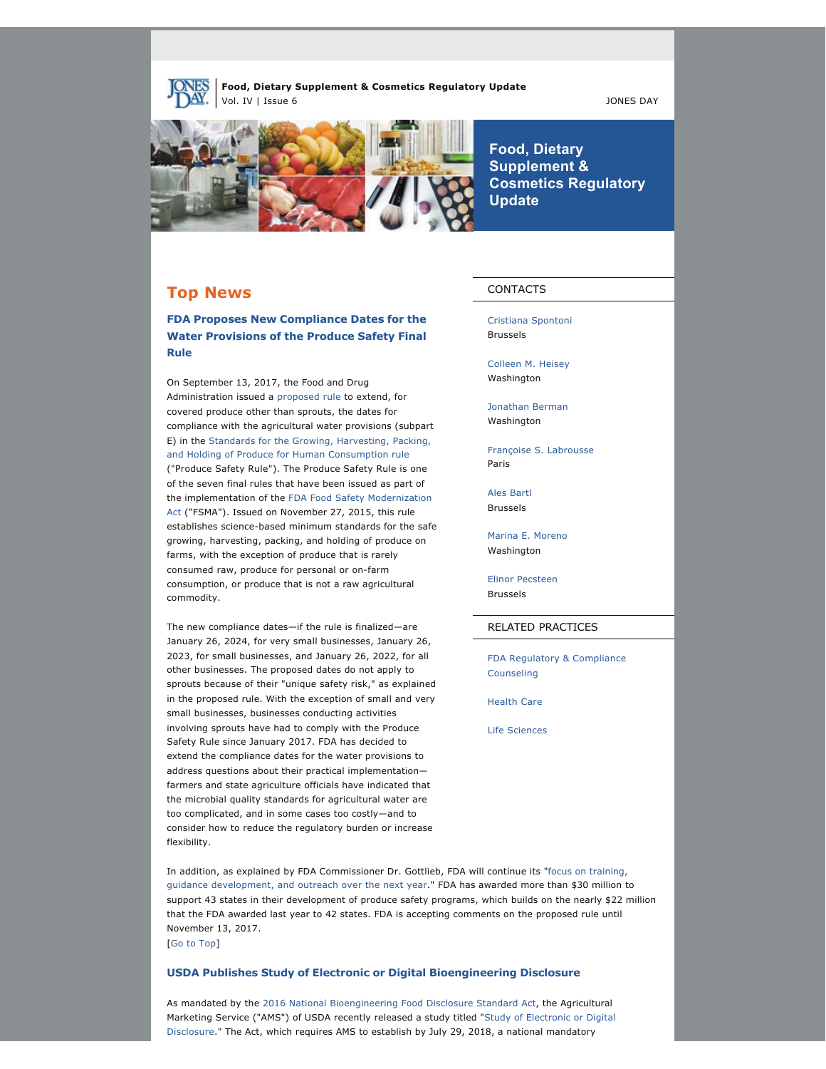**Food, Dietary Supplement & Cosmetics Regulatory Update**
Vol. IV | Issue 6

JONES DAY

# Food, Dietary Supplement & Cosmetics Regulatory Update

## Top News

### FDA Proposes New Compliance Dates for the Water Provisions of the Produce Safety Final Rule

On September 13, 2017, the Food and Drug Administration issued a proposed rule to extend, for covered produce other than sprouts, the dates for compliance with the agricultural water provisions (subpart E) in the Standards for the Growing, Harvesting, Packing, and Holding of Produce for Human Consumption rule ("Produce Safety Rule"). The Produce Safety Rule is one of the seven final rules that have been issued as part of the implementation of the FDA Food Safety Modernization Act ("FSMA"). Issued on November 27, 2015, this rule establishes science-based minimum standards for the safe growing, harvesting, packing, and holding of produce on farms, with the exception of produce that is rarely consumed raw, produce for personal or on-farm consumption, or produce that is not a raw agricultural commodity.

The new compliance dates—if the rule is finalized—are January 26, 2024, for very small businesses, January 26, 2023, for small businesses, and January 26, 2022, for all other businesses. The proposed dates do not apply to sprouts because of their "unique safety risk," as explained in the proposed rule. With the exception of small and very small businesses, businesses conducting activities involving sprouts have had to comply with the Produce Safety Rule since January 2017. FDA has decided to extend the compliance dates for the water provisions to address questions about their practical implementation—farmers and state agriculture officials have indicated that the microbial quality standards for agricultural water are too complicated, and in some cases too costly—and to consider how to reduce the regulatory burden or increase flexibility.

In addition, as explained by FDA Commissioner Dr. Gottlieb, FDA will continue its "focus on training, guidance development, and outreach over the next year." FDA has awarded more than $30 million to support 43 states in their development of produce safety programs, which builds on the nearly $22 million that the FDA awarded last year to 42 states. FDA is accepting comments on the proposed rule until November 13, 2017.
[Go to Top]

### USDA Publishes Study of Electronic or Digital Bioengineering Disclosure

As mandated by the 2016 National Bioengineering Food Disclosure Standard Act, the Agricultural Marketing Service ("AMS") of USDA recently released a study titled "Study of Electronic or Digital Disclosure." The Act, which requires AMS to establish by July 29, 2018, a national mandatory

---

**CONTACTS**

Cristiana Spontoni
Brussels

Colleen M. Heisey
Washington

Jonathan Berman
Washington

Françoise S. Labrousse
Paris

Ales Bartl
Brussels

Marina E. Moreno
Washington

Elinor Pecsteen
Brussels

**RELATED PRACTICES**

FDA Regulatory & Compliance Counseling

Health Care

Life Sciences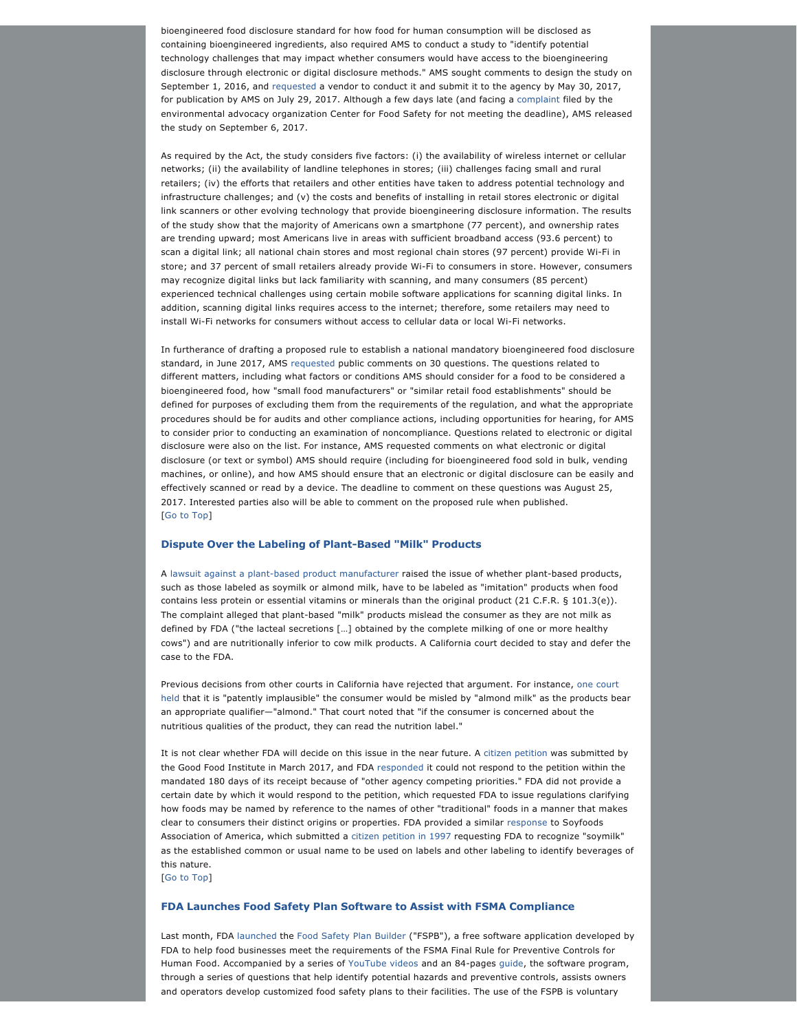bioengineered food disclosure standard for how food for human consumption will be disclosed as containing bioengineered ingredients, also required AMS to conduct a study to "identify potential technology challenges that may impact whether consumers would have access to the bioengineering disclosure through electronic or digital disclosure methods." AMS sought comments to design the study on September 1, 2016, and requested a vendor to conduct it and submit it to the agency by May 30, 2017, for publication by AMS on July 29, 2017. Although a few days late (and facing a complaint filed by the environmental advocacy organization Center for Food Safety for not meeting the deadline), AMS released the study on September 6, 2017.

As required by the Act, the study considers five factors: (i) the availability of wireless internet or cellular networks; (ii) the availability of landline telephones in stores; (iii) challenges facing small and rural retailers; (iv) the efforts that retailers and other entities have taken to address potential technology and infrastructure challenges; and (v) the costs and benefits of installing in retail stores electronic or digital link scanners or other evolving technology that provide bioengineering disclosure information. The results of the study show that the majority of Americans own a smartphone (77 percent), and ownership rates are trending upward; most Americans live in areas with sufficient broadband access (93.6 percent) to scan a digital link; all national chain stores and most regional chain stores (97 percent) provide Wi-Fi in store; and 37 percent of small retailers already provide Wi-Fi to consumers in store. However, consumers may recognize digital links but lack familiarity with scanning, and many consumers (85 percent) experienced technical challenges using certain mobile software applications for scanning digital links. In addition, scanning digital links requires access to the internet; therefore, some retailers may need to install Wi-Fi networks for consumers without access to cellular data or local Wi-Fi networks.

In furtherance of drafting a proposed rule to establish a national mandatory bioengineered food disclosure standard, in June 2017, AMS requested public comments on 30 questions. The questions related to different matters, including what factors or conditions AMS should consider for a food to be considered a bioengineered food, how "small food manufacturers" or "similar retail food establishments" should be defined for purposes of excluding them from the requirements of the regulation, and what the appropriate procedures should be for audits and other compliance actions, including opportunities for hearing, for AMS to consider prior to conducting an examination of noncompliance. Questions related to electronic or digital disclosure were also on the list. For instance, AMS requested comments on what electronic or digital disclosure (or text or symbol) AMS should require (including for bioengineered food sold in bulk, vending machines, or online), and how AMS should ensure that an electronic or digital disclosure can be easily and effectively scanned or read by a device. The deadline to comment on these questions was August 25, 2017. Interested parties also will be able to comment on the proposed rule when published.
[Go to Top]

### Dispute Over the Labeling of Plant-Based "Milk" Products

A lawsuit against a plant-based product manufacturer raised the issue of whether plant-based products, such as those labeled as soymilk or almond milk, have to be labeled as "imitation" products when food contains less protein or essential vitamins or minerals than the original product (21 C.F.R. § 101.3(e)). The complaint alleged that plant-based "milk" products mislead the consumer as they are not milk as defined by FDA ("the lacteal secretions […] obtained by the complete milking of one or more healthy cows") and are nutritionally inferior to cow milk products. A California court decided to stay and defer the case to the FDA.

Previous decisions from other courts in California have rejected that argument. For instance, one court held that it is "patently implausible" the consumer would be misled by "almond milk" as the products bear an appropriate qualifier—"almond." That court noted that "if the consumer is concerned about the nutritious qualities of the product, they can read the nutrition label."

It is not clear whether FDA will decide on this issue in the near future. A citizen petition was submitted by the Good Food Institute in March 2017, and FDA responded it could not respond to the petition within the mandated 180 days of its receipt because of "other agency competing priorities." FDA did not provide a certain date by which it would respond to the petition, which requested FDA to issue regulations clarifying how foods may be named by reference to the names of other "traditional" foods in a manner that makes clear to consumers their distinct origins or properties. FDA provided a similar response to Soyfoods Association of America, which submitted a citizen petition in 1997 requesting FDA to recognize "soymilk" as the established common or usual name to be used on labels and other labeling to identify beverages of this nature.
[Go to Top]

### FDA Launches Food Safety Plan Software to Assist with FSMA Compliance

Last month, FDA launched the Food Safety Plan Builder ("FSPB"), a free software application developed by FDA to help food businesses meet the requirements of the FSMA Final Rule for Preventive Controls for Human Food. Accompanied by a series of YouTube videos and an 84-pages guide, the software program, through a series of questions that help identify potential hazards and preventive controls, assists owners and operators develop customized food safety plans to their facilities. The use of the FSPB is voluntary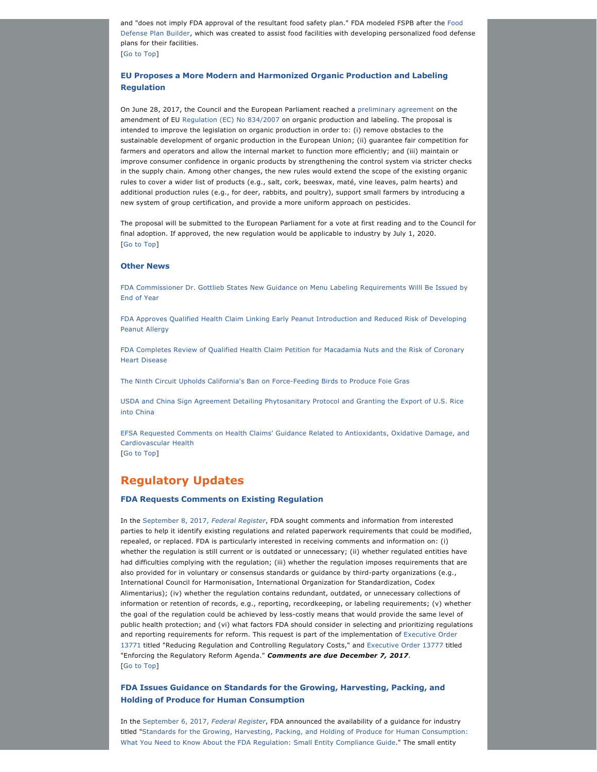and "does not imply FDA approval of the resultant food safety plan." FDA modeled FSPB after the Food Defense Plan Builder, which was created to assist food facilities with developing personalized food defense plans for their facilities.
[Go to Top]

### EU Proposes a More Modern and Harmonized Organic Production and Labeling Regulation

On June 28, 2017, the Council and the European Parliament reached a preliminary agreement on the amendment of EU Regulation (EC) No 834/2007 on organic production and labeling. The proposal is intended to improve the legislation on organic production in order to: (i) remove obstacles to the sustainable development of organic production in the European Union; (ii) guarantee fair competition for farmers and operators and allow the internal market to function more efficiently; and (iii) maintain or improve consumer confidence in organic products by strengthening the control system via stricter checks in the supply chain. Among other changes, the new rules would extend the scope of the existing organic rules to cover a wider list of products (e.g., salt, cork, beeswax, maté, vine leaves, palm hearts) and additional production rules (e.g., for deer, rabbits, and poultry), support small farmers by introducing a new system of group certification, and provide a more uniform approach on pesticides.

The proposal will be submitted to the European Parliament for a vote at first reading and to the Council for final adoption. If approved, the new regulation would be applicable to industry by July 1, 2020.
[Go to Top]

### Other News

FDA Commissioner Dr. Gottlieb States New Guidance on Menu Labeling Requirements Willl Be Issued by End of Year

FDA Approves Qualified Health Claim Linking Early Peanut Introduction and Reduced Risk of Developing Peanut Allergy

FDA Completes Review of Qualified Health Claim Petition for Macadamia Nuts and the Risk of Coronary Heart Disease

The Ninth Circuit Upholds California's Ban on Force-Feeding Birds to Produce Foie Gras

USDA and China Sign Agreement Detailing Phytosanitary Protocol and Granting the Export of U.S. Rice into China

EFSA Requested Comments on Health Claims' Guidance Related to Antioxidants, Oxidative Damage, and Cardiovascular Health
[Go to Top]

## Regulatory Updates

### FDA Requests Comments on Existing Regulation

In the September 8, 2017, *Federal Register*, FDA sought comments and information from interested parties to help it identify existing regulations and related paperwork requirements that could be modified, repealed, or replaced. FDA is particularly interested in receiving comments and information on: (i) whether the regulation is still current or is outdated or unnecessary; (ii) whether regulated entities have had difficulties complying with the regulation; (iii) whether the regulation imposes requirements that are also provided for in voluntary or consensus standards or guidance by third-party organizations (e.g., International Council for Harmonisation, International Organization for Standardization, Codex Alimentarius); (iv) whether the regulation contains redundant, outdated, or unnecessary collections of information or retention of records, e.g., reporting, recordkeeping, or labeling requirements; (v) whether the goal of the regulation could be achieved by less-costly means that would provide the same level of public health protection; and (vi) what factors FDA should consider in selecting and prioritizing regulations and reporting requirements for reform. This request is part of the implementation of Executive Order 13771 titled "Reducing Regulation and Controlling Regulatory Costs," and Executive Order 13777 titled "Enforcing the Regulatory Reform Agenda." ***Comments are due December 7, 2017***.
[Go to Top]

### FDA Issues Guidance on Standards for the Growing, Harvesting, Packing, and Holding of Produce for Human Consumption

In the September 6, 2017, *Federal Register*, FDA announced the availability of a guidance for industry titled "Standards for the Growing, Harvesting, Packing, and Holding of Produce for Human Consumption: What You Need to Know About the FDA Regulation: Small Entity Compliance Guide." The small entity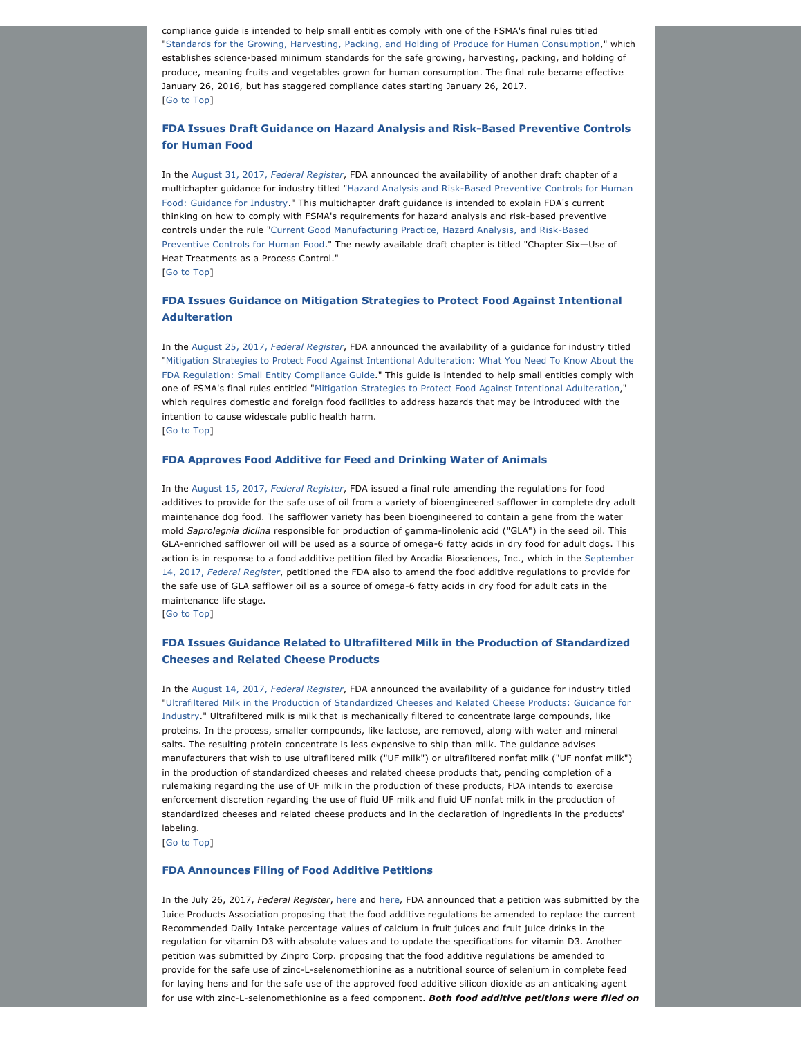compliance guide is intended to help small entities comply with one of the FSMA's final rules titled "Standards for the Growing, Harvesting, Packing, and Holding of Produce for Human Consumption," which establishes science-based minimum standards for the safe growing, harvesting, packing, and holding of produce, meaning fruits and vegetables grown for human consumption. The final rule became effective January 26, 2016, but has staggered compliance dates starting January 26, 2017.
[Go to Top]

### FDA Issues Draft Guidance on Hazard Analysis and Risk-Based Preventive Controls for Human Food

In the August 31, 2017, *Federal Register*, FDA announced the availability of another draft chapter of a multichapter guidance for industry titled "Hazard Analysis and Risk-Based Preventive Controls for Human Food: Guidance for Industry." This multichapter draft guidance is intended to explain FDA's current thinking on how to comply with FSMA's requirements for hazard analysis and risk-based preventive controls under the rule "Current Good Manufacturing Practice, Hazard Analysis, and Risk-Based Preventive Controls for Human Food." The newly available draft chapter is titled "Chapter Six—Use of Heat Treatments as a Process Control."
[Go to Top]

### FDA Issues Guidance on Mitigation Strategies to Protect Food Against Intentional Adulteration

In the August 25, 2017, *Federal Register*, FDA announced the availability of a guidance for industry titled "Mitigation Strategies to Protect Food Against Intentional Adulteration: What You Need To Know About the FDA Regulation: Small Entity Compliance Guide." This guide is intended to help small entities comply with one of FSMA's final rules entitled "Mitigation Strategies to Protect Food Against Intentional Adulteration," which requires domestic and foreign food facilities to address hazards that may be introduced with the intention to cause widescale public health harm.
[Go to Top]

### FDA Approves Food Additive for Feed and Drinking Water of Animals

In the August 15, 2017, *Federal Register*, FDA issued a final rule amending the regulations for food additives to provide for the safe use of oil from a variety of bioengineered safflower in complete dry adult maintenance dog food. The safflower variety has been bioengineered to contain a gene from the water mold *Saprolegnia diclina* responsible for production of gamma-linolenic acid ("GLA") in the seed oil. This GLA-enriched safflower oil will be used as a source of omega-6 fatty acids in dry food for adult dogs. This action is in response to a food additive petition filed by Arcadia Biosciences, Inc., which in the September 14, 2017, *Federal Register*, petitioned the FDA also to amend the food additive regulations to provide for the safe use of GLA safflower oil as a source of omega-6 fatty acids in dry food for adult cats in the maintenance life stage.
[Go to Top]

### FDA Issues Guidance Related to Ultrafiltered Milk in the Production of Standardized Cheeses and Related Cheese Products

In the August 14, 2017, *Federal Register*, FDA announced the availability of a guidance for industry titled "Ultrafiltered Milk in the Production of Standardized Cheeses and Related Cheese Products: Guidance for Industry." Ultrafiltered milk is milk that is mechanically filtered to concentrate large compounds, like proteins. In the process, smaller compounds, like lactose, are removed, along with water and mineral salts. The resulting protein concentrate is less expensive to ship than milk. The guidance advises manufacturers that wish to use ultrafiltered milk ("UF milk") or ultrafiltered nonfat milk ("UF nonfat milk") in the production of standardized cheeses and related cheese products that, pending completion of a rulemaking regarding the use of UF milk in the production of these products, FDA intends to exercise enforcement discretion regarding the use of fluid UF milk and fluid UF nonfat milk in the production of standardized cheeses and related cheese products and in the declaration of ingredients in the products' labeling.
[Go to Top]

### FDA Announces Filing of Food Additive Petitions

In the July 26, 2017, *Federal Register*, here and here*,* FDA announced that a petition was submitted by the Juice Products Association proposing that the food additive regulations be amended to replace the current Recommended Daily Intake percentage values of calcium in fruit juices and fruit juice drinks in the regulation for vitamin D3 with absolute values and to update the specifications for vitamin D3. Another petition was submitted by Zinpro Corp. proposing that the food additive regulations be amended to provide for the safe use of zinc-L-selenomethionine as a nutritional source of selenium in complete feed for laying hens and for the safe use of the approved food additive silicon dioxide as an anticaking agent for use with zinc-L-selenomethionine as a feed component. ***Both food additive petitions were filed on***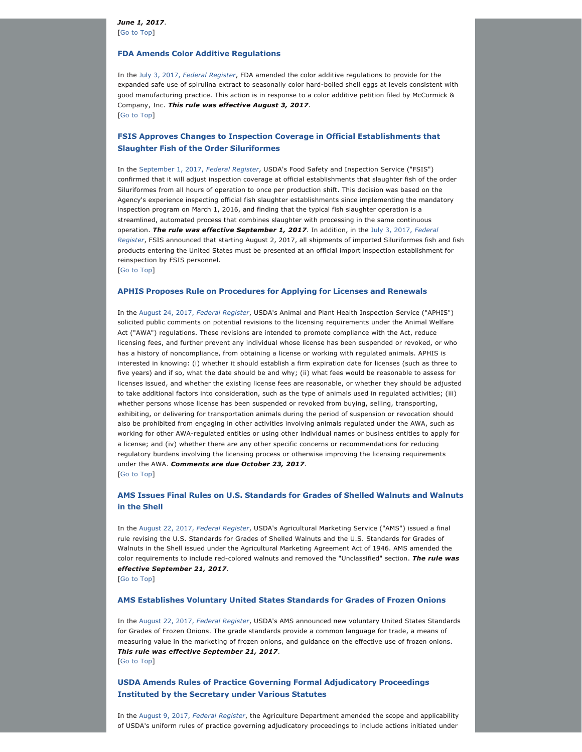***June 1, 2017***.
[Go to Top]

### FDA Amends Color Additive Regulations

In the July 3, 2017, *Federal Register*, FDA amended the color additive regulations to provide for the expanded safe use of spirulina extract to seasonally color hard-boiled shell eggs at levels consistent with good manufacturing practice. This action is in response to a color additive petition filed by McCormick & Company, Inc. ***This rule was effective August 3, 2017***.
[Go to Top]

### FSIS Approves Changes to Inspection Coverage in Official Establishments that Slaughter Fish of the Order Siluriformes

In the September 1, 2017, *Federal Register*, USDA's Food Safety and Inspection Service ("FSIS") confirmed that it will adjust inspection coverage at official establishments that slaughter fish of the order Siluriformes from all hours of operation to once per production shift. This decision was based on the Agency's experience inspecting official fish slaughter establishments since implementing the mandatory inspection program on March 1, 2016, and finding that the typical fish slaughter operation is a streamlined, automated process that combines slaughter with processing in the same continuous operation. ***The rule was effective September 1, 2017***. In addition, in the July 3, 2017, *Federal Register*, FSIS announced that starting August 2, 2017, all shipments of imported Siluriformes fish and fish products entering the United States must be presented at an official import inspection establishment for reinspection by FSIS personnel.
[Go to Top]

### APHIS Proposes Rule on Procedures for Applying for Licenses and Renewals

In the August 24, 2017, *Federal Register*, USDA's Animal and Plant Health Inspection Service ("APHIS") solicited public comments on potential revisions to the licensing requirements under the Animal Welfare Act ("AWA") regulations. These revisions are intended to promote compliance with the Act, reduce licensing fees, and further prevent any individual whose license has been suspended or revoked, or who has a history of noncompliance, from obtaining a license or working with regulated animals. APHIS is interested in knowing: (i) whether it should establish a firm expiration date for licenses (such as three to five years) and if so, what the date should be and why; (ii) what fees would be reasonable to assess for licenses issued, and whether the existing license fees are reasonable, or whether they should be adjusted to take additional factors into consideration, such as the type of animals used in regulated activities; (iii) whether persons whose license has been suspended or revoked from buying, selling, transporting, exhibiting, or delivering for transportation animals during the period of suspension or revocation should also be prohibited from engaging in other activities involving animals regulated under the AWA, such as working for other AWA-regulated entities or using other individual names or business entities to apply for a license; and (iv) whether there are any other specific concerns or recommendations for reducing regulatory burdens involving the licensing process or otherwise improving the licensing requirements under the AWA. ***Comments are due October 23, 2017***.
[Go to Top]

### AMS Issues Final Rules on U.S. Standards for Grades of Shelled Walnuts and Walnuts in the Shell

In the August 22, 2017, *Federal Register*, USDA's Agricultural Marketing Service ("AMS") issued a final rule revising the U.S. Standards for Grades of Shelled Walnuts and the U.S. Standards for Grades of Walnuts in the Shell issued under the Agricultural Marketing Agreement Act of 1946. AMS amended the color requirements to include red-colored walnuts and removed the "Unclassified" section. ***The rule was effective September 21, 2017***.
[Go to Top]

### AMS Establishes Voluntary United States Standards for Grades of Frozen Onions

In the August 22, 2017, *Federal Register*, USDA's AMS announced new voluntary United States Standards for Grades of Frozen Onions. The grade standards provide a common language for trade, a means of measuring value in the marketing of frozen onions, and guidance on the effective use of frozen onions. ***This rule was effective September 21, 2017***.
[Go to Top]

### USDA Amends Rules of Practice Governing Formal Adjudicatory Proceedings Instituted by the Secretary under Various Statutes

In the August 9, 2017, *Federal Register*, the Agriculture Department amended the scope and applicability of USDA's uniform rules of practice governing adjudicatory proceedings to include actions initiated under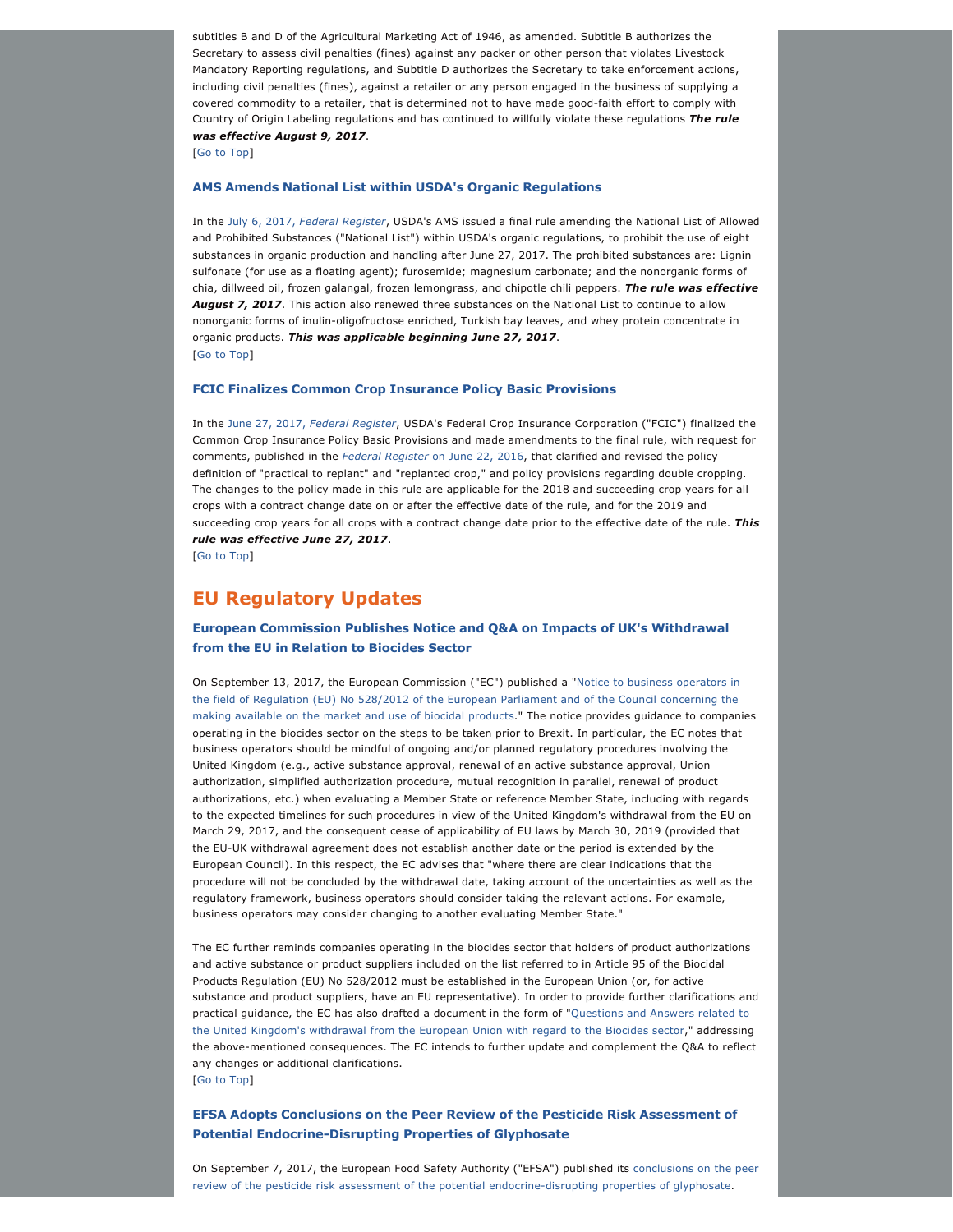subtitles B and D of the Agricultural Marketing Act of 1946, as amended. Subtitle B authorizes the Secretary to assess civil penalties (fines) against any packer or other person that violates Livestock Mandatory Reporting regulations, and Subtitle D authorizes the Secretary to take enforcement actions, including civil penalties (fines), against a retailer or any person engaged in the business of supplying a covered commodity to a retailer, that is determined not to have made good-faith effort to comply with Country of Origin Labeling regulations and has continued to willfully violate these regulations ***The rule was effective August 9, 2017***.

[Go to Top]

### AMS Amends National List within USDA's Organic Regulations

In the July 6, 2017, *Federal Register*, USDA's AMS issued a final rule amending the National List of Allowed and Prohibited Substances ("National List") within USDA's organic regulations, to prohibit the use of eight substances in organic production and handling after June 27, 2017. The prohibited substances are: Lignin sulfonate (for use as a floating agent); furosemide; magnesium carbonate; and the nonorganic forms of chia, dillweed oil, frozen galangal, frozen lemongrass, and chipotle chili peppers. ***The rule was effective August 7, 2017***. This action also renewed three substances on the National List to continue to allow nonorganic forms of inulin-oligofructose enriched, Turkish bay leaves, and whey protein concentrate in organic products. ***This was applicable beginning June 27, 2017***.

[Go to Top]

### FCIC Finalizes Common Crop Insurance Policy Basic Provisions

In the June 27, 2017, *Federal Register*, USDA's Federal Crop Insurance Corporation ("FCIC") finalized the Common Crop Insurance Policy Basic Provisions and made amendments to the final rule, with request for comments, published in the *Federal Register* on June 22, 2016, that clarified and revised the policy definition of "practical to replant" and "replanted crop," and policy provisions regarding double cropping. The changes to the policy made in this rule are applicable for the 2018 and succeeding crop years for all crops with a contract change date on or after the effective date of the rule, and for the 2019 and succeeding crop years for all crops with a contract change date prior to the effective date of the rule. ***This rule was effective June 27, 2017***.

[Go to Top]

## EU Regulatory Updates

### European Commission Publishes Notice and Q&A on Impacts of UK's Withdrawal from the EU in Relation to Biocides Sector

On September 13, 2017, the European Commission ("EC") published a "Notice to business operators in the field of Regulation (EU) No 528/2012 of the European Parliament and of the Council concerning the making available on the market and use of biocidal products." The notice provides guidance to companies operating in the biocides sector on the steps to be taken prior to Brexit. In particular, the EC notes that business operators should be mindful of ongoing and/or planned regulatory procedures involving the United Kingdom (e.g., active substance approval, renewal of an active substance approval, Union authorization, simplified authorization procedure, mutual recognition in parallel, renewal of product authorizations, etc.) when evaluating a Member State or reference Member State, including with regards to the expected timelines for such procedures in view of the United Kingdom's withdrawal from the EU on March 29, 2017, and the consequent cease of applicability of EU laws by March 30, 2019 (provided that the EU-UK withdrawal agreement does not establish another date or the period is extended by the European Council). In this respect, the EC advises that "where there are clear indications that the procedure will not be concluded by the withdrawal date, taking account of the uncertainties as well as the regulatory framework, business operators should consider taking the relevant actions. For example, business operators may consider changing to another evaluating Member State."

The EC further reminds companies operating in the biocides sector that holders of product authorizations and active substance or product suppliers included on the list referred to in Article 95 of the Biocidal Products Regulation (EU) No 528/2012 must be established in the European Union (or, for active substance and product suppliers, have an EU representative). In order to provide further clarifications and practical guidance, the EC has also drafted a document in the form of "Questions and Answers related to the United Kingdom's withdrawal from the European Union with regard to the Biocides sector," addressing the above-mentioned consequences. The EC intends to further update and complement the Q&A to reflect any changes or additional clarifications.

[Go to Top]

### EFSA Adopts Conclusions on the Peer Review of the Pesticide Risk Assessment of Potential Endocrine-Disrupting Properties of Glyphosate

On September 7, 2017, the European Food Safety Authority ("EFSA") published its conclusions on the peer review of the pesticide risk assessment of the potential endocrine-disrupting properties of glyphosate.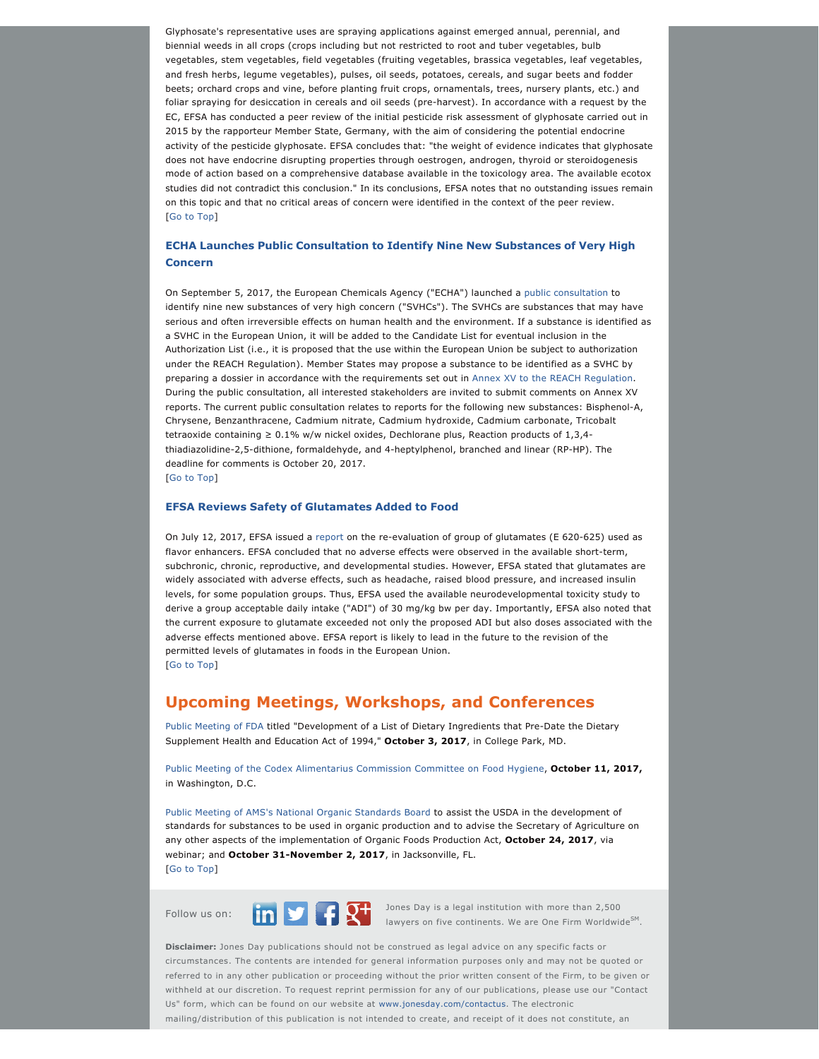Glyphosate's representative uses are spraying applications against emerged annual, perennial, and biennial weeds in all crops (crops including but not restricted to root and tuber vegetables, bulb vegetables, stem vegetables, field vegetables (fruiting vegetables, brassica vegetables, leaf vegetables, and fresh herbs, legume vegetables), pulses, oil seeds, potatoes, cereals, and sugar beets and fodder beets; orchard crops and vine, before planting fruit crops, ornamentals, trees, nursery plants, etc.) and foliar spraying for desiccation in cereals and oil seeds (pre-harvest). In accordance with a request by the EC, EFSA has conducted a peer review of the initial pesticide risk assessment of glyphosate carried out in 2015 by the rapporteur Member State, Germany, with the aim of considering the potential endocrine activity of the pesticide glyphosate. EFSA concludes that: "the weight of evidence indicates that glyphosate does not have endocrine disrupting properties through oestrogen, androgen, thyroid or steroidogenesis mode of action based on a comprehensive database available in the toxicology area. The available ecotox studies did not contradict this conclusion." In its conclusions, EFSA notes that no outstanding issues remain on this topic and that no critical areas of concern were identified in the context of the peer review.
[Go to Top]

### ECHA Launches Public Consultation to Identify Nine New Substances of Very High Concern

On September 5, 2017, the European Chemicals Agency ("ECHA") launched a public consultation to identify nine new substances of very high concern ("SVHCs"). The SVHCs are substances that may have serious and often irreversible effects on human health and the environment. If a substance is identified as a SVHC in the European Union, it will be added to the Candidate List for eventual inclusion in the Authorization List (i.e., it is proposed that the use within the European Union be subject to authorization under the REACH Regulation). Member States may propose a substance to be identified as a SVHC by preparing a dossier in accordance with the requirements set out in Annex XV to the REACH Regulation. During the public consultation, all interested stakeholders are invited to submit comments on Annex XV reports. The current public consultation relates to reports for the following new substances: Bisphenol-A, Chrysene, Benzanthracene, Cadmium nitrate, Cadmium hydroxide, Cadmium carbonate, Tricobalt tetraoxide containing ≥ 0.1% w/w nickel oxides, Dechlorane plus, Reaction products of 1,3,4-thiadiazolidine-2,5-dithione, formaldehyde, and 4-heptylphenol, branched and linear (RP-HP). The deadline for comments is October 20, 2017.
[Go to Top]

### EFSA Reviews Safety of Glutamates Added to Food

On July 12, 2017, EFSA issued a report on the re-evaluation of group of glutamates (E 620-625) used as flavor enhancers. EFSA concluded that no adverse effects were observed in the available short-term, subchronic, chronic, reproductive, and developmental studies. However, EFSA stated that glutamates are widely associated with adverse effects, such as headache, raised blood pressure, and increased insulin levels, for some population groups. Thus, EFSA used the available neurodevelopmental toxicity study to derive a group acceptable daily intake ("ADI") of 30 mg/kg bw per day. Importantly, EFSA also noted that the current exposure to glutamate exceeded not only the proposed ADI but also doses associated with the adverse effects mentioned above. EFSA report is likely to lead in the future to the revision of the permitted levels of glutamates in foods in the European Union.
[Go to Top]

## Upcoming Meetings, Workshops, and Conferences

Public Meeting of FDA titled "Development of a List of Dietary Ingredients that Pre-Date the Dietary Supplement Health and Education Act of 1994," **October 3, 2017**, in College Park, MD.

Public Meeting of the Codex Alimentarius Commission Committee on Food Hygiene, **October 11, 2017,** in Washington, D.C.

Public Meeting of AMS's National Organic Standards Board to assist the USDA in the development of standards for substances to be used in organic production and to advise the Secretary of Agriculture on any other aspects of the implementation of Organic Foods Production Act, **October 24, 2017**, via webinar; and **October 31-November 2, 2017**, in Jacksonville, FL.
[Go to Top]

Follow us on:

Jones Day is a legal institution with more than 2,500 lawyers on five continents. We are One Firm Worldwide[SM].

**Disclaimer:** Jones Day publications should not be construed as legal advice on any specific facts or circumstances. The contents are intended for general information purposes only and may not be quoted or referred to in any other publication or proceeding without the prior written consent of the Firm, to be given or withheld at our discretion. To request reprint permission for any of our publications, please use our "Contact Us" form, which can be found on our website at www.jonesday.com/contactus. The electronic mailing/distribution of this publication is not intended to create, and receipt of it does not constitute, an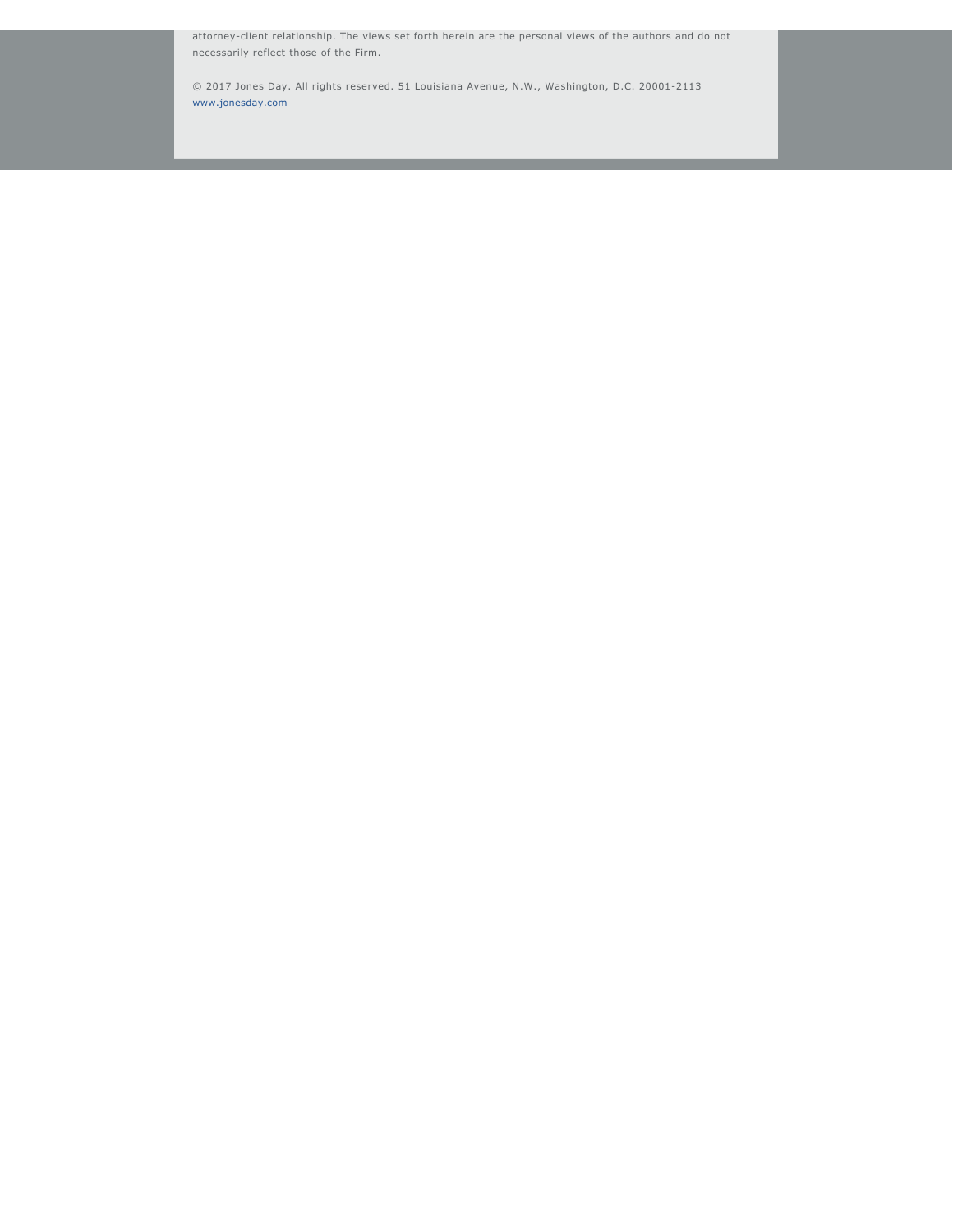attorney-client relationship. The views set forth herein are the personal views of the authors and do not necessarily reflect those of the Firm.

© 2017 Jones Day. All rights reserved. 51 Louisiana Avenue, N.W., Washington, D.C. 20001-2113
www.jonesday.com